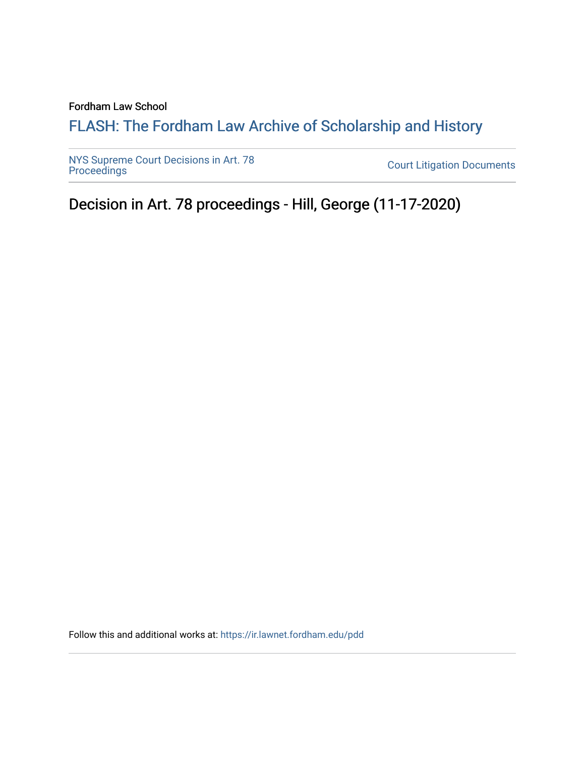Fordham Law School

# FLASH: The Fordham Law Archive of Scholarship and History

NYS Supreme Court Decisions in Art. 78 Proceedings

Court Litigation Documents

## Decision in Art. 78 proceedings - Hill, George (11-17-2020)

Follow this and additional works at: https://ir.lawnet.fordham.edu/pdd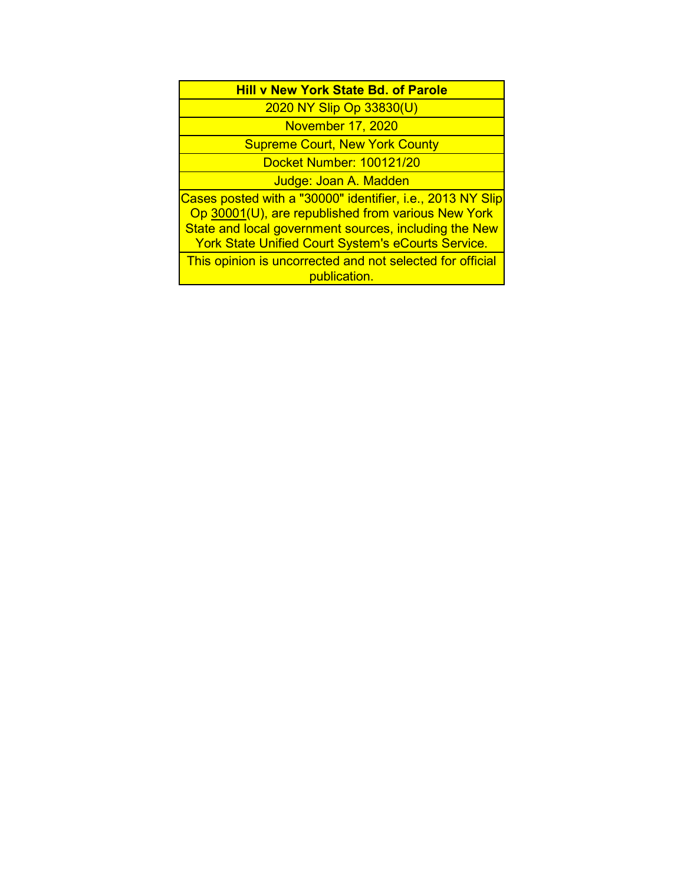**Hill v New York State Bd. of Parole**

2020 NY Slip Op 33830(U)

November 17, 2020

Supreme Court, New York County

Docket Number: 100121/20

Judge: Joan A. Madden

Cases posted with a "30000" identifier, i.e., 2013 NY Slip Op 30001(U), are republished from various New York State and local government sources, including the New York State Unified Court System's eCourts Service.

This opinion is uncorrected and not selected for official publication.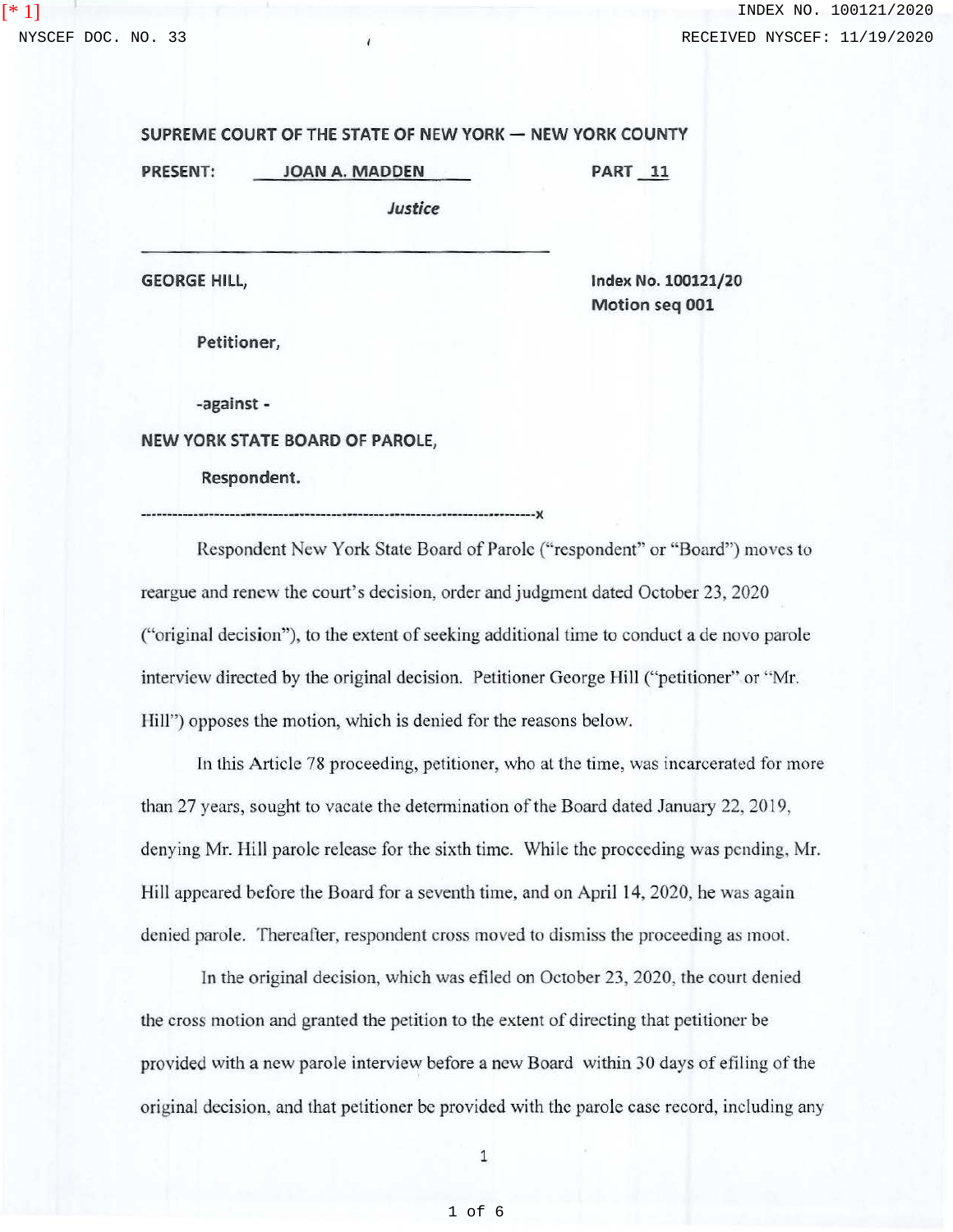SUPREME COURT OF THE STATE OF NEW YORK — NEW YORK COUNTY

PRESENT: JOAN A. MADDEN PART 11

*Justice*

---

GEORGE HILL,

Petitioner,

-against -

NEW YORK STATE BOARD OF PAROLE,

Respondent.

Index No. 100121/20
Motion seq 001

---------------------------------------------------------------------------x

Respondent New York State Board of Parole ("respondent" or "Board") moves to reargue and renew the court's decision, order and judgment dated October 23, 2020 ("original decision"), to the extent of seeking additional time to conduct a de novo parole interview directed by the original decision. Petitioner George Hill ("petitioner" or "Mr. Hill") opposes the motion, which is denied for the reasons below.

In this Article 78 proceeding, petitioner, who at the time, was incarcerated for more than 27 years, sought to vacate the determination of the Board dated January 22, 2019, denying Mr. Hill parole release for the sixth time. While the proceeding was pending, Mr. Hill appeared before the Board for a seventh time, and on April 14, 2020, he was again denied parole. Thereafter, respondent cross moved to dismiss the proceeding as moot.

In the original decision, which was efiled on October 23, 2020, the court denied the cross motion and granted the petition to the extent of directing that petitioner be provided with a new parole interview before a new Board within 30 days of efiling of the original decision, and that petitioner be provided with the parole case record, including any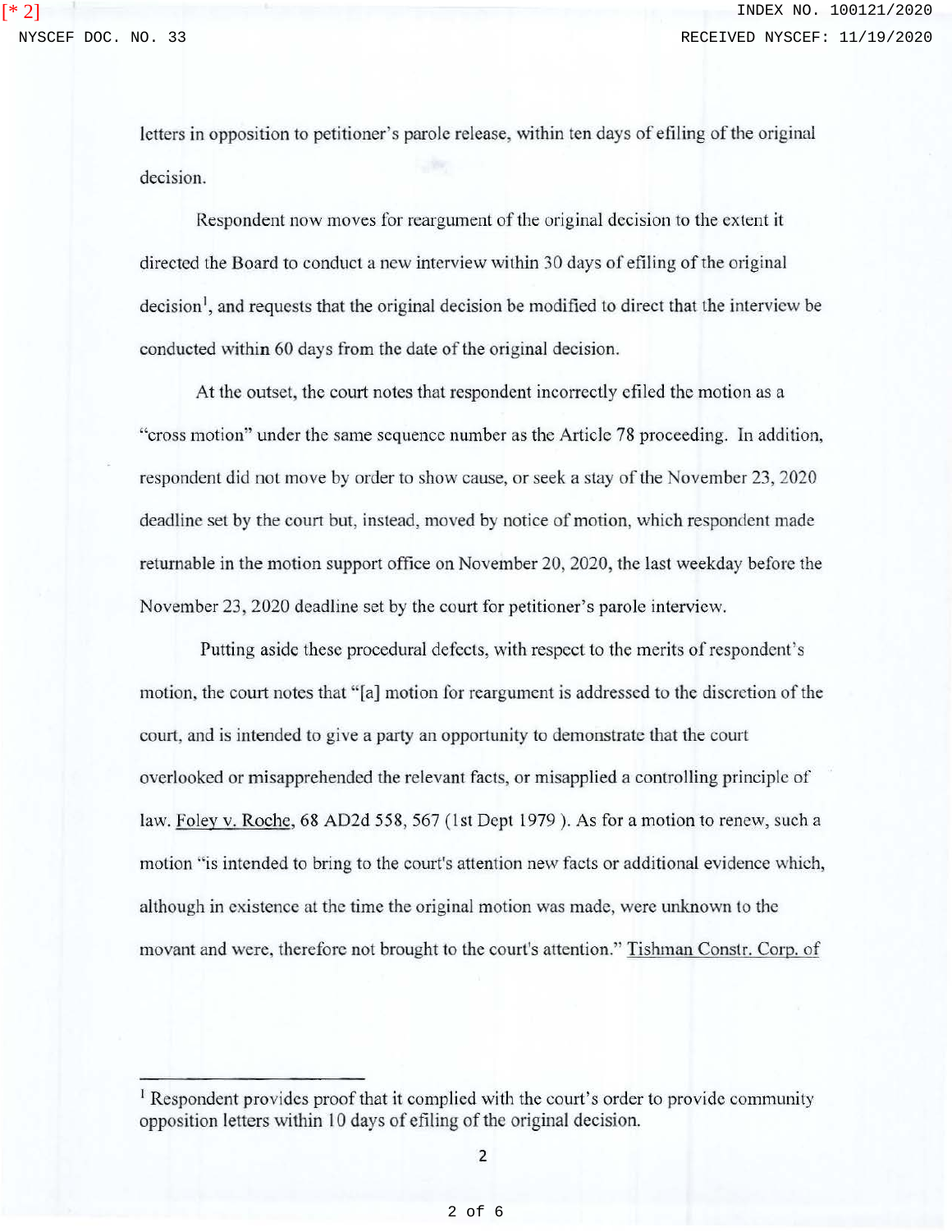letters in opposition to petitioner's parole release, within ten days of efiling of the original decision.

Respondent now moves for reargument of the original decision to the extent it directed the Board to conduct a new interview within 30 days of efiling of the original decision[1], and requests that the original decision be modified to direct that the interview be conducted within 60 days from the date of the original decision.

At the outset, the court notes that respondent incorrectly efiled the motion as a "cross motion" under the same sequence number as the Article 78 proceeding. In addition, respondent did not move by order to show cause, or seek a stay of the November 23, 2020 deadline set by the court but, instead, moved by notice of motion, which respondent made returnable in the motion support office on November 20, 2020, the last weekday before the November 23, 2020 deadline set by the court for petitioner's parole interview.

Putting aside these procedural defects, with respect to the merits of respondent's motion, the court notes that "[a] motion for reargument is addressed to the discretion of the court, and is intended to give a party an opportunity to demonstrate that the court overlooked or misapprehended the relevant facts, or misapplied a controlling principle of law. Foley v. Roche, 68 AD2d 558, 567 (1st Dept 1979 ). As for a motion to renew, such a motion "is intended to bring to the court's attention new facts or additional evidence which, although in existence at the time the original motion was made, were unknown to the movant and were, therefore not brought to the court's attention." Tishman Constr. Corp. of

---

[1] Respondent provides proof that it complied with the court's order to provide community opposition letters within 10 days of efiling of the original decision.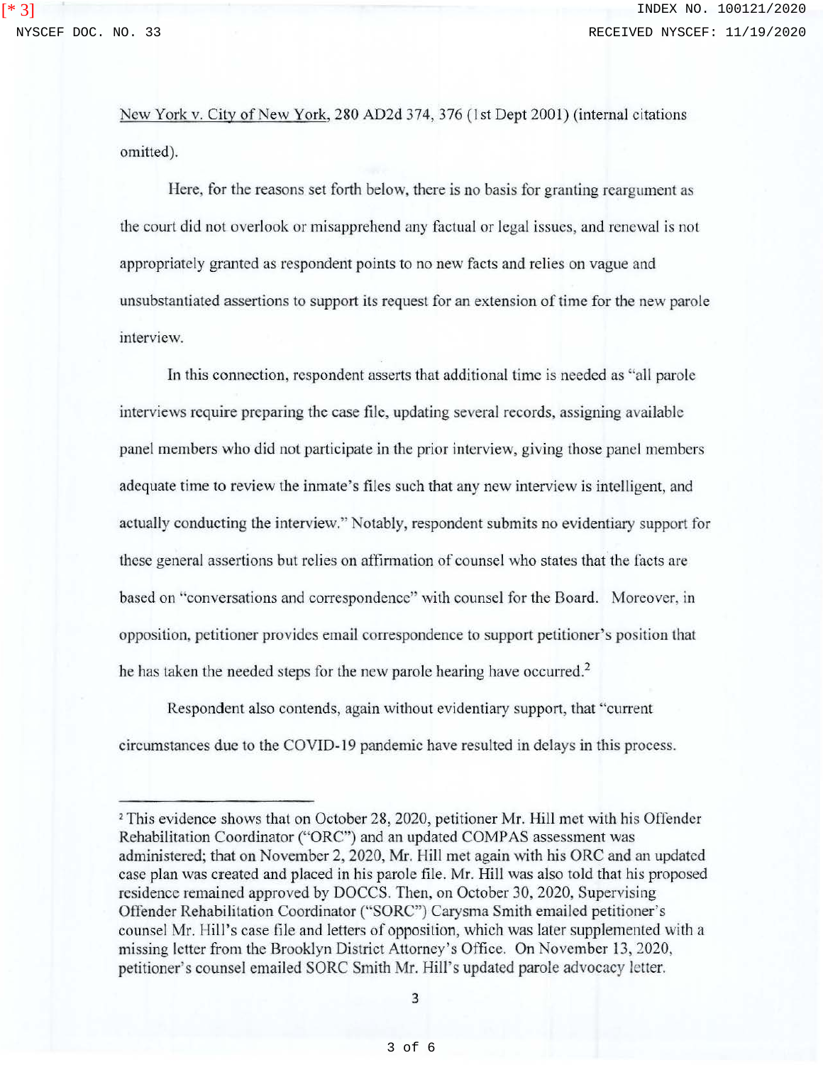New York v. City of New York, 280 AD2d 374, 376 (1st Dept 2001) (internal citations omitted).

Here, for the reasons set forth below, there is no basis for granting reargument as the court did not overlook or misapprehend any factual or legal issues, and renewal is not appropriately granted as respondent points to no new facts and relies on vague and unsubstantiated assertions to support its request for an extension of time for the new parole interview.

In this connection, respondent asserts that additional time is needed as "all parole interviews require preparing the case file, updating several records, assigning available panel members who did not participate in the prior interview, giving those panel members adequate time to review the inmate's files such that any new interview is intelligent, and actually conducting the interview." Notably, respondent submits no evidentiary support for these general assertions but relies on affirmation of counsel who states that the facts are based on "conversations and correspondence" with counsel for the Board. Moreover, in opposition, petitioner provides email correspondence to support petitioner's position that he has taken the needed steps for the new parole hearing have occurred.[2]

Respondent also contends, again without evidentiary support, that "current circumstances due to the COVID-19 pandemic have resulted in delays in this process.

---

[2] This evidence shows that on October 28, 2020, petitioner Mr. Hill met with his Offender Rehabilitation Coordinator ("ORC") and an updated COMPAS assessment was administered; that on November 2, 2020, Mr. Hill met again with his ORC and an updated case plan was created and placed in his parole file. Mr. Hill was also told that his proposed residence remained approved by DOCCS. Then, on October 30, 2020, Supervising Offender Rehabilitation Coordinator ("SORC") Carysma Smith emailed petitioner's counsel Mr. Hill's case file and letters of opposition, which was later supplemented with a missing letter from the Brooklyn District Attorney's Office. On November 13, 2020, petitioner's counsel emailed SORC Smith Mr. Hill's updated parole advocacy letter.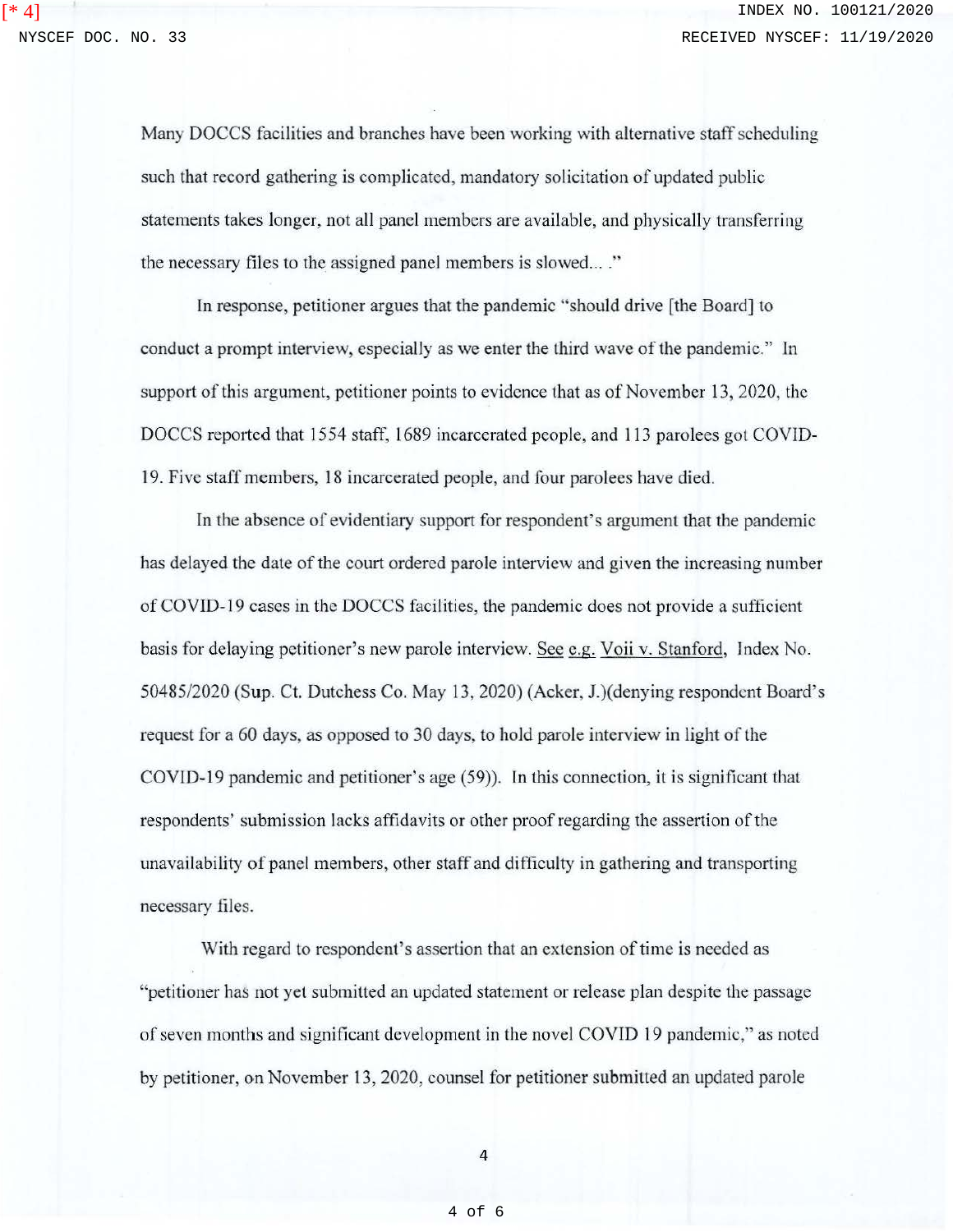Many DOCCS facilities and branches have been working with alternative staff scheduling such that record gathering is complicated, mandatory solicitation of updated public statements takes longer, not all panel members are available, and physically transferring the necessary files to the assigned panel members is slowed... ."

In response, petitioner argues that the pandemic "should drive [the Board] to conduct a prompt interview, especially as we enter the third wave of the pandemic." In support of this argument, petitioner points to evidence that as of November 13, 2020, the DOCCS reported that 1554 staff, 1689 incarcerated people, and 113 parolees got COVID-19. Five staff members, 18 incarcerated people, and four parolees have died.

In the absence of evidentiary support for respondent's argument that the pandemic has delayed the date of the court ordered parole interview and given the increasing number of COVID-19 cases in the DOCCS facilities, the pandemic does not provide a sufficient basis for delaying petitioner's new parole interview. See e.g. Voii v. Stanford, Index No. 50485/2020 (Sup. Ct. Dutchess Co. May 13, 2020) (Acker, J.)(denying respondent Board's request for a 60 days, as opposed to 30 days, to hold parole interview in light of the COVID-19 pandemic and petitioner's age (59)). In this connection, it is significant that respondents' submission lacks affidavits or other proof regarding the assertion of the unavailability of panel members, other staff and difficulty in gathering and transporting necessary files.

With regard to respondent's assertion that an extension of time is needed as "petitioner has not yet submitted an updated statement or release plan despite the passage of seven months and significant development in the novel COVID 19 pandemic," as noted by petitioner, on November 13, 2020, counsel for petitioner submitted an updated parole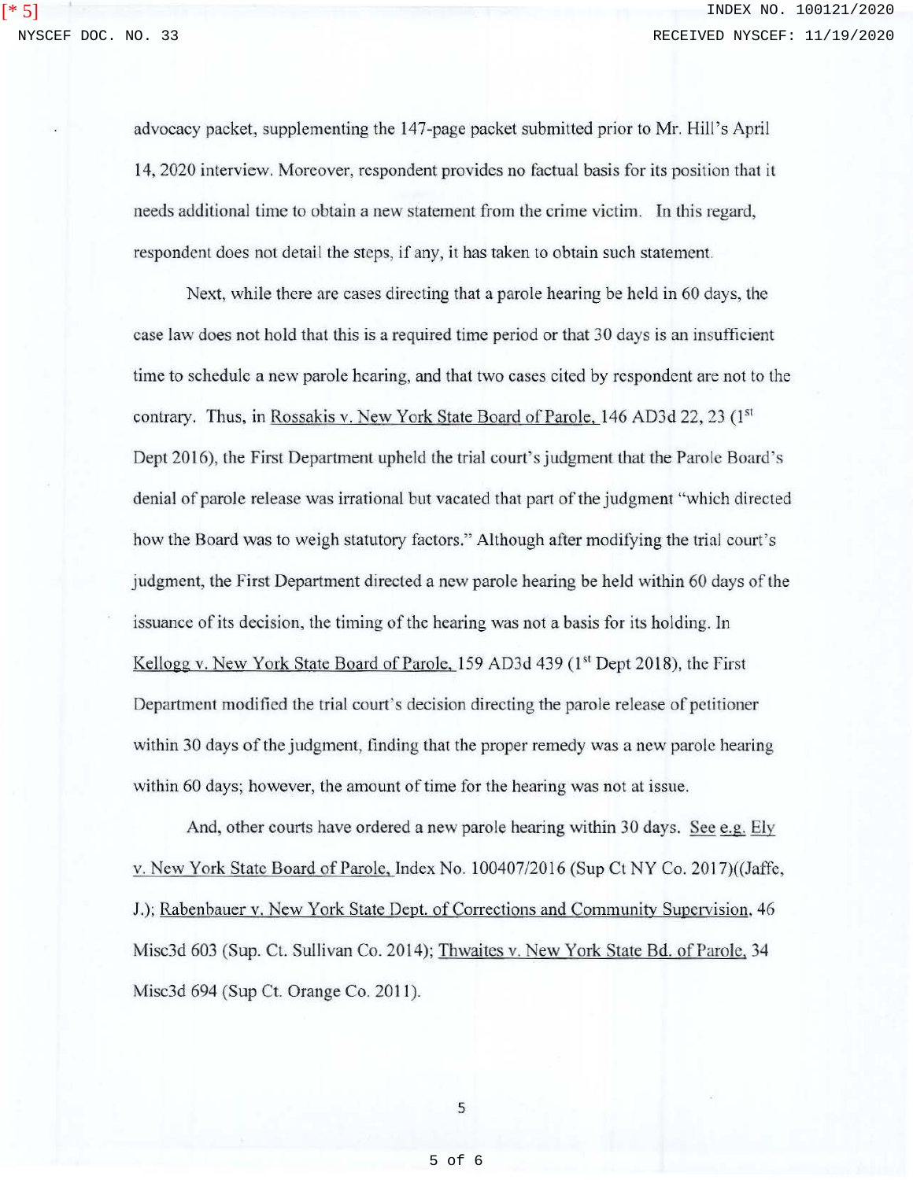advocacy packet, supplementing the 147-page packet submitted prior to Mr. Hill's April 14, 2020 interview. Moreover, respondent provides no factual basis for its position that it needs additional time to obtain a new statement from the crime victim. In this regard, respondent does not detail the steps, if any, it has taken to obtain such statement.

Next, while there are cases directing that a parole hearing be held in 60 days, the case law does not hold that this is a required time period or that 30 days is an insufficient time to schedule a new parole hearing, and that two cases cited by respondent are not to the contrary. Thus, in Rossakis v. New York State Board of Parole, 146 AD3d 22, 23 (1st Dept 2016), the First Department upheld the trial court's judgment that the Parole Board's denial of parole release was irrational but vacated that part of the judgment "which directed how the Board was to weigh statutory factors." Although after modifying the trial court's judgment, the First Department directed a new parole hearing be held within 60 days of the issuance of its decision, the timing of the hearing was not a basis for its holding. In Kellogg v. New York State Board of Parole, 159 AD3d 439 (1st Dept 2018), the First Department modified the trial court's decision directing the parole release of petitioner within 30 days of the judgment, finding that the proper remedy was a new parole hearing within 60 days; however, the amount of time for the hearing was not at issue.

And, other courts have ordered a new parole hearing within 30 days. See e.g. Ely v. New York State Board of Parole, Index No. 100407/2016 (Sup Ct NY Co. 2017)((Jaffe, J.); Rabenbauer v. New York State Dept. of Corrections and Community Supervision, 46 Misc3d 603 (Sup. Ct. Sullivan Co. 2014); Thwaites v. New York State Bd. of Parole, 34 Misc3d 694 (Sup Ct. Orange Co. 2011).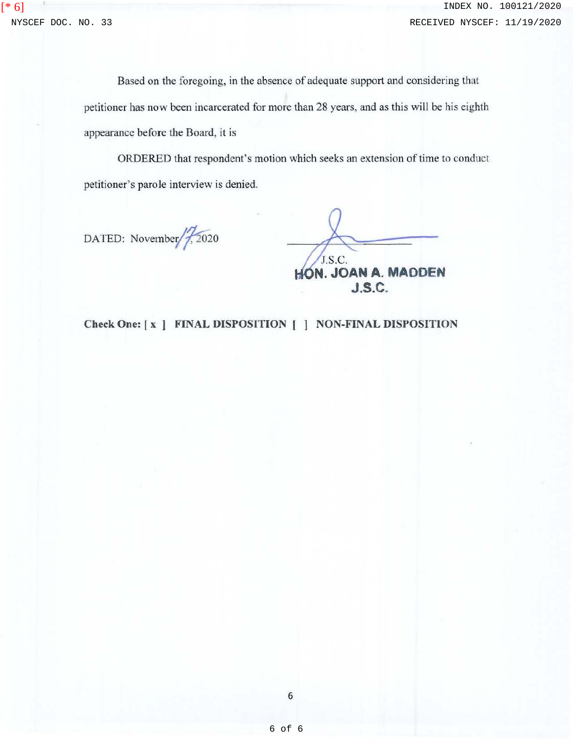Based on the foregoing, in the absence of adequate support and considering that petitioner has now been incarcerated for more than 28 years, and as this will be his eighth appearance before the Board, it is

ORDERED that respondent's motion which seeks an extension of time to conduct petitioner's parole interview is denied.

DATED: November 17, 2020

J.S.C.
HON. JOAN A. MADDEN
J.S.C.

**Check One: [ x ] FINAL DISPOSITION [ ] NON-FINAL DISPOSITION**